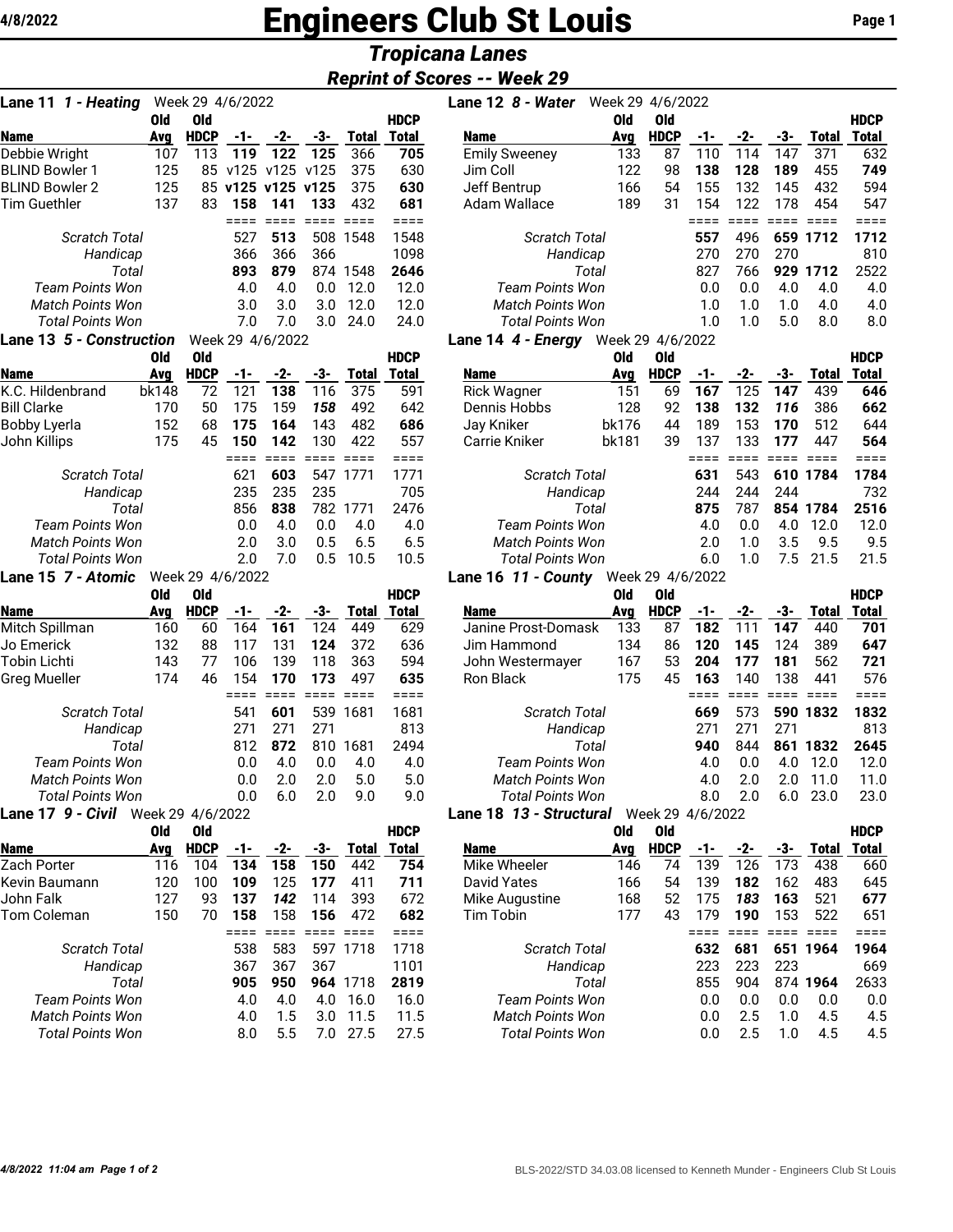# Engineers Club St Louis

## *Tropicana Lanes*

### *Reprint of Scores -- Week 29*

### Lane 11 *1 - Heating* Week 29 4/6/2022

| Name | Old Avg | Old HDCP | -1- | -2- | -3- | Total | HDCP Total |
|---|---|---|---|---|---|---|---|
| Debbie Wright | 107 | 113 | **119** | **122** | **125** | 366 | **705** |
| BLIND Bowler 1 | 125 | 85 | v125 | v125 | v125 | 375 | 630 |
| BLIND Bowler 2 | 125 | 85 | **v125** | **v125** | **v125** | 375 | **630** |
| Tim Guethler | 137 | 83 | **158** | 141 | 133 | 432 | **681** |
| *Scratch Total* | | | 527 | **513** | 508 | 1548 | 1548 |
| *Handicap* | | | 366 | 366 | 366 | | 1098 |
| *Total* | | | **893** | **879** | 874 | 1548 | **2646** |
| *Team Points Won* | | | 4.0 | 4.0 | 0.0 | 12.0 | 12.0 |
| *Match Points Won* | | | 3.0 | 3.0 | 3.0 | 12.0 | 12.0 |
| *Total Points Won* | | | 7.0 | 7.0 | 3.0 | 24.0 | 24.0 |

### Lane 12 *8 - Water* Week 29 4/6/2022

| Name | Old Avg | Old HDCP | -1- | -2- | -3- | Total | HDCP Total |
|---|---|---|---|---|---|---|---|
| Emily Sweeney | 133 | 87 | 110 | 114 | 147 | 371 | 632 |
| Jim Coll | 122 | 98 | **138** | **128** | **189** | 455 | **749** |
| Jeff Bentrup | 166 | 54 | 155 | 132 | 145 | 432 | 594 |
| Adam Wallace | 189 | 31 | 154 | 122 | 178 | 454 | 547 |
| *Scratch Total* | | | **557** | 496 | **659** | **1712** | **1712** |
| *Handicap* | | | 270 | 270 | 270 | | 810 |
| *Total* | | | 827 | 766 | **929** | **1712** | 2522 |
| *Team Points Won* | | | 0.0 | 0.0 | 4.0 | 4.0 | 4.0 |
| *Match Points Won* | | | 1.0 | 1.0 | 1.0 | 4.0 | 4.0 |
| *Total Points Won* | | | 1.0 | 1.0 | 5.0 | 8.0 | 8.0 |

### Lane 13 *5 - Construction* Week 29 4/6/2022

| Name | Old Avg | Old HDCP | -1- | -2- | -3- | Total | HDCP Total |
|---|---|---|---|---|---|---|---|
| K.C. Hildenbrand | bk148 | 72 | 121 | **138** | 116 | 375 | 591 |
| Bill Clarke | 170 | 50 | 175 | 159 | ***158*** | 492 | 642 |
| Bobby Lyerla | 152 | 68 | **175** | **164** | 143 | 482 | **686** |
| John Killips | 175 | 45 | **150** | **142** | 130 | 422 | 557 |
| *Scratch Total* | | | 621 | **603** | 547 | 1771 | 1771 |
| *Handicap* | | | 235 | 235 | 235 | | 705 |
| *Total* | | | 856 | **838** | 782 | 1771 | 2476 |
| *Team Points Won* | | | 0.0 | 4.0 | 0.0 | 4.0 | 4.0 |
| *Match Points Won* | | | 2.0 | 3.0 | 0.5 | 6.5 | 6.5 |
| *Total Points Won* | | | 2.0 | 7.0 | 0.5 | 10.5 | 10.5 |

### Lane 14 *4 - Energy* Week 29 4/6/2022

| Name | Old Avg | Old HDCP | -1- | -2- | -3- | Total | HDCP Total |
|---|---|---|---|---|---|---|---|
| Rick Wagner | 151 | 69 | **167** | 125 | **147** | 439 | **646** |
| Dennis Hobbs | 128 | 92 | **138** | **132** | ***116*** | 386 | **662** |
| Jay Kniker | bk176 | 44 | 189 | 153 | **170** | 512 | 644 |
| Carrie Kniker | bk181 | 39 | 137 | 133 | **177** | 447 | **564** |
| *Scratch Total* | | | **631** | 543 | **610** | **1784** | **1784** |
| *Handicap* | | | 244 | 244 | 244 | | 732 |
| *Total* | | | **875** | 787 | **854** | **1784** | **2516** |
| *Team Points Won* | | | 4.0 | 0.0 | 4.0 | 12.0 | 12.0 |
| *Match Points Won* | | | 2.0 | 1.0 | 3.5 | 9.5 | 9.5 |
| *Total Points Won* | | | 6.0 | 1.0 | 7.5 | 21.5 | 21.5 |

### Lane 15 *7 - Atomic* Week 29 4/6/2022

| Name | Old Avg | Old HDCP | -1- | -2- | -3- | Total | HDCP Total |
|---|---|---|---|---|---|---|---|
| Mitch Spillman | 160 | 60 | 164 | **161** | 124 | 449 | 629 |
| Jo Emerick | 132 | 88 | 117 | 131 | **124** | 372 | 636 |
| Tobin Lichti | 143 | 77 | 106 | 139 | 118 | 363 | 594 |
| Greg Mueller | 174 | 46 | 154 | **170** | **173** | 497 | 635 |
| *Scratch Total* | | | 541 | **601** | 539 | 1681 | 1681 |
| *Handicap* | | | 271 | 271 | 271 | | 813 |
| *Total* | | | 812 | **872** | 810 | 1681 | 2494 |
| *Team Points Won* | | | 0.0 | 4.0 | 0.0 | 4.0 | 4.0 |
| *Match Points Won* | | | 0.0 | 2.0 | 2.0 | 5.0 | 5.0 |
| *Total Points Won* | | | 0.0 | 6.0 | 2.0 | 9.0 | 9.0 |

### Lane 16 *11 - County* Week 29 4/6/2022

| Name | Old Avg | Old HDCP | -1- | -2- | -3- | Total | HDCP Total |
|---|---|---|---|---|---|---|---|
| Janine Prost-Domask | 133 | 87 | **182** | 111 | **147** | 440 | **701** |
| Jim Hammond | 134 | 86 | **120** | **145** | 124 | 389 | **647** |
| John Westermayer | 167 | 53 | **204** | **177** | **181** | 562 | **721** |
| Ron Black | 175 | 45 | **163** | 140 | 138 | 441 | 576 |
| *Scratch Total* | | | **669** | 573 | **590** | **1832** | **1832** |
| *Handicap* | | | 271 | 271 | 271 | | 813 |
| *Total* | | | **940** | 844 | **861** | **1832** | **2645** |
| *Team Points Won* | | | 4.0 | 0.0 | 4.0 | 12.0 | 12.0 |
| *Match Points Won* | | | 4.0 | 2.0 | 2.0 | 11.0 | 11.0 |
| *Total Points Won* | | | 8.0 | 2.0 | 6.0 | 23.0 | 23.0 |

### Lane 17 *9 - Civil* Week 29 4/6/2022

| Name | Old Avg | Old HDCP | -1- | -2- | -3- | Total | HDCP Total |
|---|---|---|---|---|---|---|---|
| Zach Porter | 116 | 104 | **134** | **158** | **150** | 442 | **754** |
| Kevin Baumann | 120 | 100 | **109** | 125 | **177** | 411 | **711** |
| John Falk | 127 | 93 | **137** | ***142*** | 114 | 393 | 672 |
| Tom Coleman | 150 | 70 | **158** | 158 | **156** | 472 | **682** |
| *Scratch Total* | | | 538 | 583 | 597 | 1718 | 1718 |
| *Handicap* | | | 367 | 367 | 367 | | 1101 |
| *Total* | | | **905** | **950** | **964** | 1718 | **2819** |
| *Team Points Won* | | | 4.0 | 4.0 | 4.0 | 16.0 | 16.0 |
| *Match Points Won* | | | 4.0 | 1.5 | 3.0 | 11.5 | 11.5 |
| *Total Points Won* | | | 8.0 | 5.5 | 7.0 | 27.5 | 27.5 |

### Lane 18 *13 - Structural* Week 29 4/6/2022

| Name | Old Avg | Old HDCP | -1- | -2- | -3- | Total | HDCP Total |
|---|---|---|---|---|---|---|---|
| Mike Wheeler | 146 | 74 | 139 | 126 | 173 | 438 | 660 |
| David Yates | 166 | 54 | 139 | **182** | 162 | 483 | 645 |
| Mike Augustine | 168 | 52 | 175 | ***183*** | **163** | 521 | **677** |
| Tim Tobin | 177 | 43 | 179 | **190** | 153 | 522 | 651 |
| *Scratch Total* | | | **632** | **681** | **651** | **1964** | **1964** |
| *Handicap* | | | 223 | 223 | 223 | | 669 |
| *Total* | | | 855 | 904 | 874 | **1964** | 2633 |
| *Team Points Won* | | | 0.0 | 0.0 | 0.0 | 0.0 | 0.0 |
| *Match Points Won* | | | 0.0 | 2.5 | 1.0 | 4.5 | 4.5 |
| *Total Points Won* | | | 0.0 | 2.5 | 1.0 | 4.5 | 4.5 |

*4/8/2022 11:04 am Page 1 of 2* BLS-2022/STD 34.03.08 licensed to Kenneth Munder - Engineers Club St Louis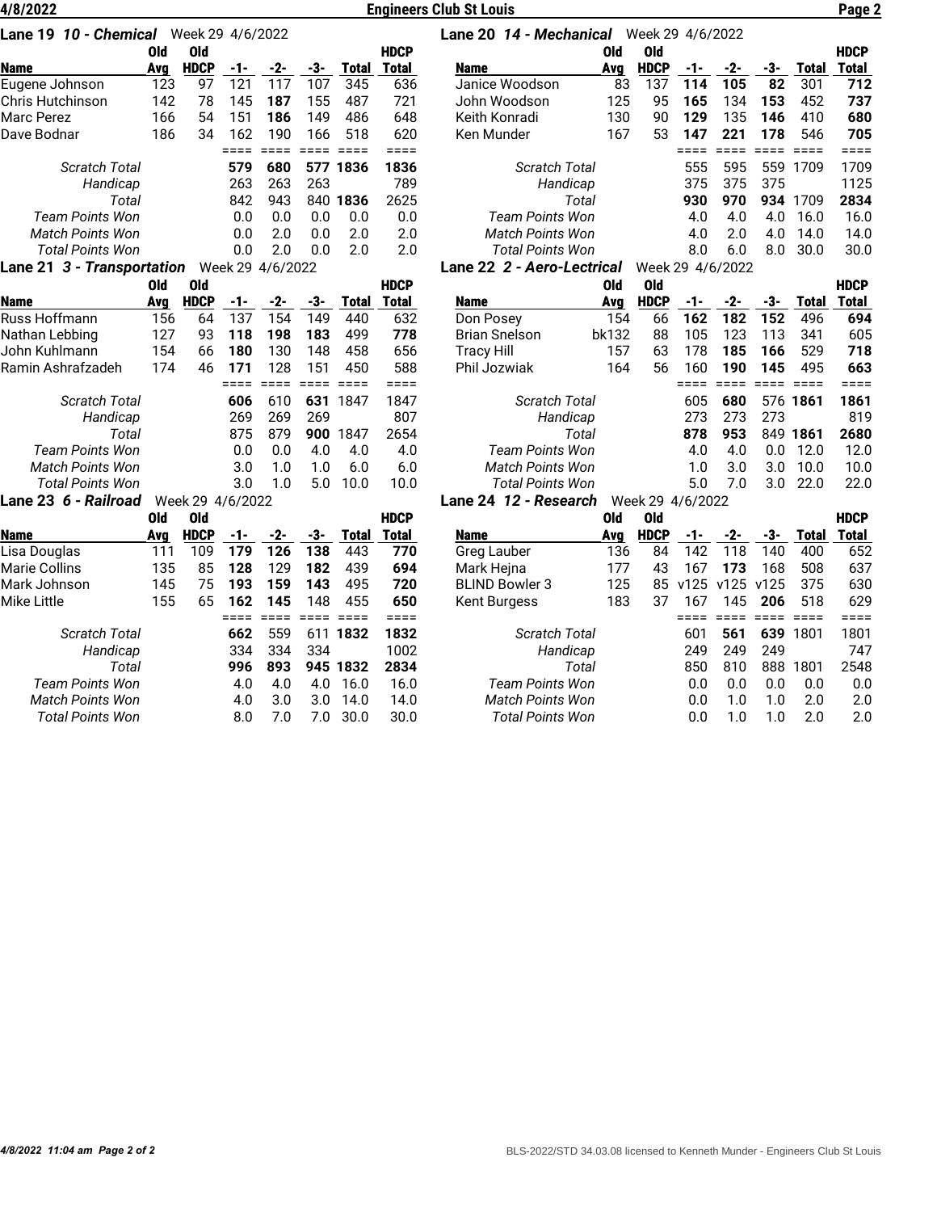## Lane 19 *10 - Chemical* Week 29 4/6/2022

| Name | Old Avg | Old HDCP | -1- | -2- | -3- | Total | HDCP Total |
|---|---|---|---|---|---|---|---|
| Eugene Johnson | 123 | 97 | 121 | 117 | 107 | 345 | 636 |
| Chris Hutchinson | 142 | 78 | 145 | **187** | 155 | 487 | 721 |
| Marc Perez | 166 | 54 | 151 | **186** | 149 | 486 | 648 |
| Dave Bodnar | 186 | 34 | 162 | 190 | 166 | 518 | 620 |
| | | | ==== | ==== | ==== | ==== | ==== |
| *Scratch Total* | | | **579** | **680** | **577** | **1836** | 1836 |
| *Handicap* | | | 263 | 263 | 263 | | 789 |
| *Total* | | | 842 | 943 | 840 | **1836** | 2625 |
| *Team Points Won* | | | 0.0 | 0.0 | 0.0 | 0.0 | 0.0 |
| *Match Points Won* | | | 0.0 | 2.0 | 0.0 | 2.0 | 2.0 |
| *Total Points Won* | | | 0.0 | 2.0 | 0.0 | 2.0 | 2.0 |

## Lane 20 *14 - Mechanical* Week 29 4/6/2022

| Name | Old Avg | Old HDCP | -1- | -2- | -3- | Total | HDCP Total |
|---|---|---|---|---|---|---|---|
| Janice Woodson | 83 | 137 | **114** | **105** | **82** | 301 | **712** |
| John Woodson | 125 | 95 | **165** | 134 | **153** | 452 | **737** |
| Keith Konradi | 130 | 90 | **129** | 135 | **146** | 410 | **680** |
| Ken Munder | 167 | 53 | **147** | **221** | **178** | 546 | **705** |
| | | | ==== | ==== | ==== | ==== | ==== |
| *Scratch Total* | | | 555 | 595 | 559 | 1709 | 1709 |
| *Handicap* | | | 375 | 375 | 375 | | 1125 |
| *Total* | | | **930** | **970** | **934** | 1709 | **2834** |
| *Team Points Won* | | | 4.0 | 4.0 | 4.0 | 16.0 | 16.0 |
| *Match Points Won* | | | 4.0 | 2.0 | 4.0 | 14.0 | 14.0 |
| *Total Points Won* | | | 8.0 | 6.0 | 8.0 | 30.0 | 30.0 |

## Lane 21 *3 - Transportation* Week 29 4/6/2022

| Name | Old Avg | Old HDCP | -1- | -2- | -3- | Total | HDCP Total |
|---|---|---|---|---|---|---|---|
| Russ Hoffmann | 156 | 64 | 137 | 154 | 149 | 440 | 632 |
| Nathan Lebbing | 127 | 93 | **118** | **198** | **183** | 499 | **778** |
| John Kuhlmann | 154 | 66 | **180** | 130 | 148 | 458 | 656 |
| Ramin Ashrafzadeh | 174 | 46 | **171** | 128 | 151 | 450 | 588 |
| | | | ==== | ==== | ==== | ==== | ==== |
| *Scratch Total* | | | **606** | 610 | **631** | 1847 | 1847 |
| *Handicap* | | | 269 | 269 | 269 | | 807 |
| *Total* | | | 875 | 879 | **900** | 1847 | 2654 |
| *Team Points Won* | | | 0.0 | 0.0 | 4.0 | 4.0 | 4.0 |
| *Match Points Won* | | | 3.0 | 1.0 | 1.0 | 6.0 | 6.0 |
| *Total Points Won* | | | 3.0 | 1.0 | 5.0 | 10.0 | 10.0 |

## Lane 22 *2 - Aero-Lectrical* Week 29 4/6/2022

| Name | Old Avg | Old HDCP | -1- | -2- | -3- | Total | HDCP Total |
|---|---|---|---|---|---|---|---|
| Don Posey | 154 | 66 | **162** | **182** | **152** | 496 | **694** |
| Brian Snelson | bk132 | 88 | 105 | 123 | 113 | 341 | 605 |
| Tracy Hill | 157 | 63 | 178 | **185** | **166** | 529 | **718** |
| Phil Jozwiak | 164 | 56 | 160 | **190** | **145** | 495 | **663** |
| | | | ==== | ==== | ==== | ==== | ==== |
| *Scratch Total* | | | 605 | **680** | 576 | **1861** | **1861** |
| *Handicap* | | | 273 | 273 | 273 | | 819 |
| *Total* | | | **878** | **953** | 849 | **1861** | **2680** |
| *Team Points Won* | | | 4.0 | 4.0 | 0.0 | 12.0 | 12.0 |
| *Match Points Won* | | | 1.0 | 3.0 | 3.0 | 10.0 | 10.0 |
| *Total Points Won* | | | 5.0 | 7.0 | 3.0 | 22.0 | 22.0 |

## Lane 23 *6 - Railroad* Week 29 4/6/2022

| Name | Old Avg | Old HDCP | -1- | -2- | -3- | Total | HDCP Total |
|---|---|---|---|---|---|---|---|
| Lisa Douglas | 111 | 109 | **179** | **126** | **138** | 443 | **770** |
| Marie Collins | 135 | 85 | **128** | 129 | **182** | 439 | **694** |
| Mark Johnson | 145 | 75 | **193** | **159** | **143** | 495 | **720** |
| Mike Little | 155 | 65 | **162** | **145** | 148 | 455 | **650** |
| | | | ==== | ==== | ==== | ==== | ==== |
| *Scratch Total* | | | **662** | 559 | 611 | **1832** | **1832** |
| *Handicap* | | | 334 | 334 | 334 | | 1002 |
| *Total* | | | **996** | **893** | **945** | **1832** | **2834** |
| *Team Points Won* | | | 4.0 | 4.0 | 4.0 | 16.0 | 16.0 |
| *Match Points Won* | | | 4.0 | 3.0 | 3.0 | 14.0 | 14.0 |
| *Total Points Won* | | | 8.0 | 7.0 | 7.0 | 30.0 | 30.0 |

## Lane 24 *12 - Research* Week 29 4/6/2022

| Name | Old Avg | Old HDCP | -1- | -2- | -3- | Total | HDCP Total |
|---|---|---|---|---|---|---|---|
| Greg Lauber | 136 | 84 | 142 | 118 | 140 | 400 | 652 |
| Mark Hejna | 177 | 43 | 167 | **173** | 168 | 508 | 637 |
| BLIND Bowler 3 | 125 | 85 | v125 | v125 | v125 | 375 | 630 |
| Kent Burgess | 183 | 37 | 167 | 145 | **206** | 518 | 629 |
| | | | ==== | ==== | ==== | ==== | ==== |
| *Scratch Total* | | | 601 | **561** | **639** | 1801 | 1801 |
| *Handicap* | | | 249 | 249 | 249 | | 747 |
| *Total* | | | 850 | 810 | 888 | 1801 | 2548 |
| *Team Points Won* | | | 0.0 | 0.0 | 0.0 | 0.0 | 0.0 |
| *Match Points Won* | | | 0.0 | 1.0 | 1.0 | 2.0 | 2.0 |
| *Total Points Won* | | | 0.0 | 1.0 | 1.0 | 2.0 | 2.0 |

BLS-2022/STD 34.03.08 licensed to Kenneth Munder - Engineers Club St Louis